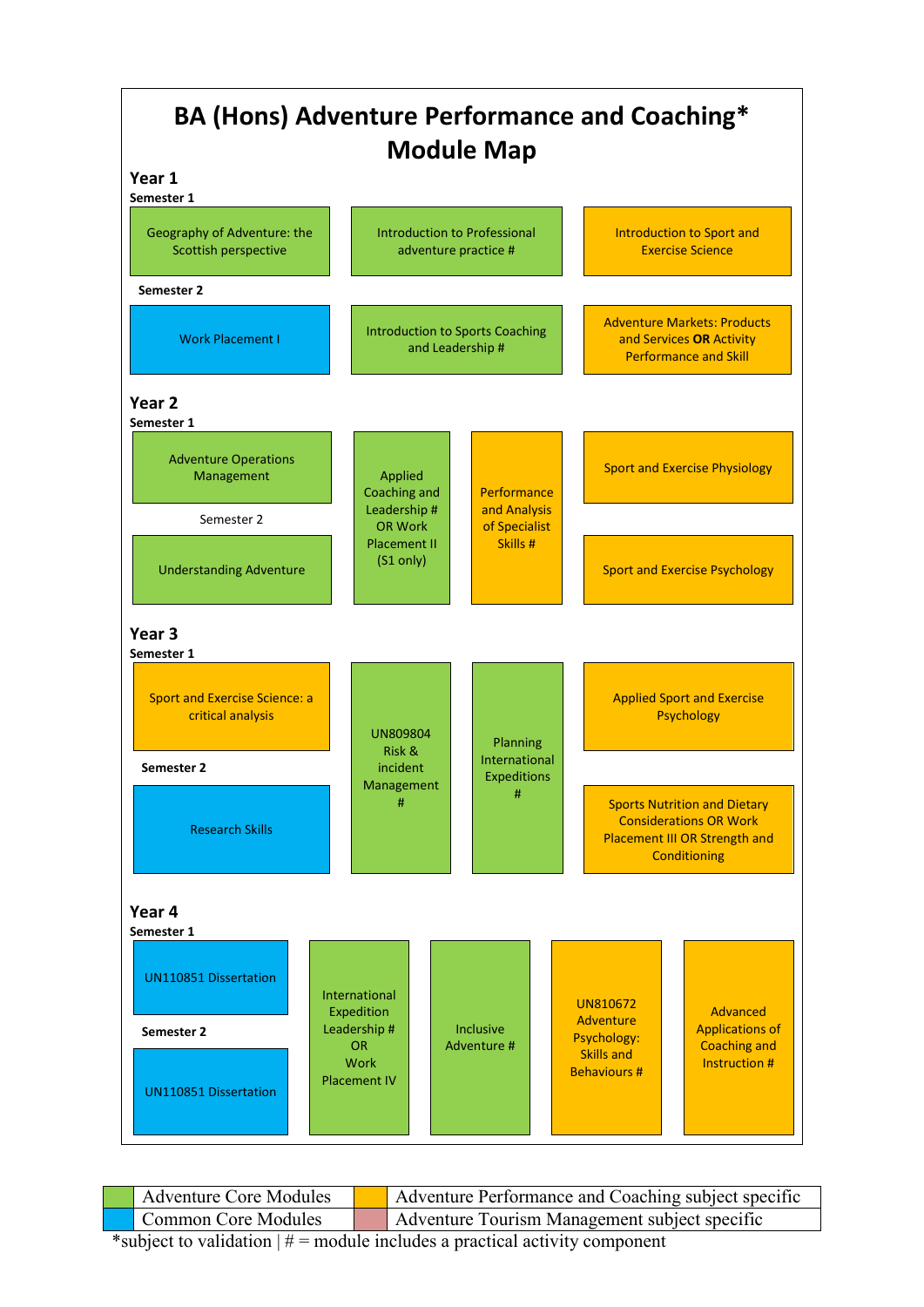# BA (Hons) Adventure Performance and Coaching* Module Map

## Year 1

**Semester 1**

- Geography of Adventure: the Scottish perspective
- Introduction to Professional adventure practice #
- Introduction to Sport and Exercise Science

**Semester 2**

- Work Placement I
- Introduction to Sports Coaching and Leadership #
- Adventure Markets: Products and Services **OR** Activity Performance and Skill

## Year 2

**Semester 1**

- Adventure Operations Management
- Applied Coaching and Leadership # OR Work Placement II (S1 only)
- Performance and Analysis of Specialist Skills #
- Sport and Exercise Physiology

Semester 2

- Understanding Adventure
- Sport and Exercise Psychology

## Year 3

**Semester 1**

- Sport and Exercise Science: a critical analysis
- UN809804 Risk & incident Management #
- Planning International Expeditions #
- Applied Sport and Exercise Psychology

**Semester 2**

- Research Skills
- Sports Nutrition and Dietary Considerations OR Work Placement III OR Strength and Conditioning

## Year 4

**Semester 1**

- UN110851 Dissertation
- International Expedition Leadership # OR Work Placement IV
- Inclusive Adventure #
- UN810672 Adventure Psychology: Skills and Behaviours #
- Advanced Applications of Coaching and Instruction #

**Semester 2**

- UN110851 Dissertation

| Colour | Key | Colour | Key |
|---|---|---|---|
| Green | Adventure Core Modules | Orange | Adventure Performance and Coaching subject specific |
| Blue | Common Core Modules | Pink | Adventure Tourism Management subject specific |

*subject to validation | # = module includes a practical activity component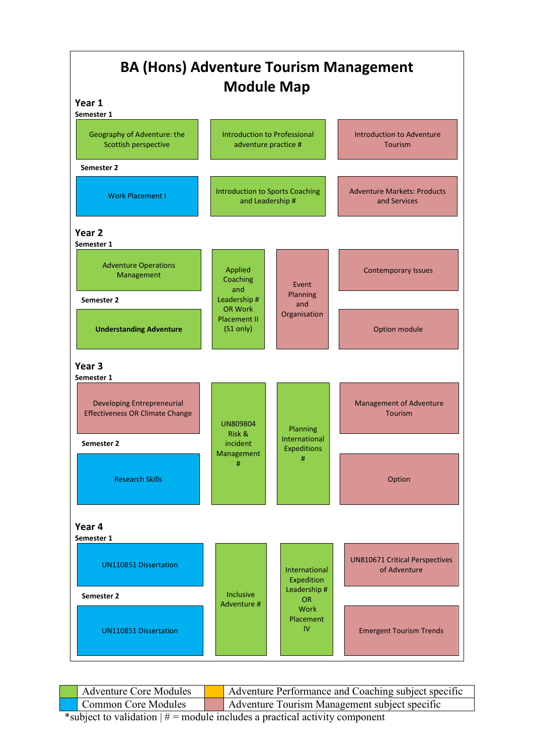# BA (Hons) Adventure Tourism Management Module Map

## Year 1

**Semester 1**

- Geography of Adventure: the Scottish perspective
- Introduction to Professional adventure practice #
- Introduction to Adventure Tourism

**Semester 2**

- Work Placement I
- Introduction to Sports Coaching and Leadership #
- Adventure Markets: Products and Services

## Year 2

**Semester 1**

- Adventure Operations Management
- Applied Coaching and Leadership # OR Work Placement II (S1 only)
- Event Planning and Organisation
- Contemporary Issues

**Semester 2**

- **Understanding Adventure**
- Option module

## Year 3

**Semester 1**

- Developing Entrepreneurial Effectiveness OR Climate Change
- UN809804 Risk & incident Management #
- Planning International Expeditions #
- Management of Adventure Tourism

**Semester 2**

- Research Skills
- Option

## Year 4

**Semester 1**

- UN110851 Dissertation
- Inclusive Adventure #
- International Expedition Leadership # OR Work Placement IV
- UN810671 Critical Perspectives of Adventure

**Semester 2**

- UN110851 Dissertation
- Emergent Tourism Trends

| | |
|---|---|
| Adventure Core Modules | Adventure Performance and Coaching subject specific |
| Common Core Modules | Adventure Tourism Management subject specific |

*subject to validation | # = module includes a practical activity component